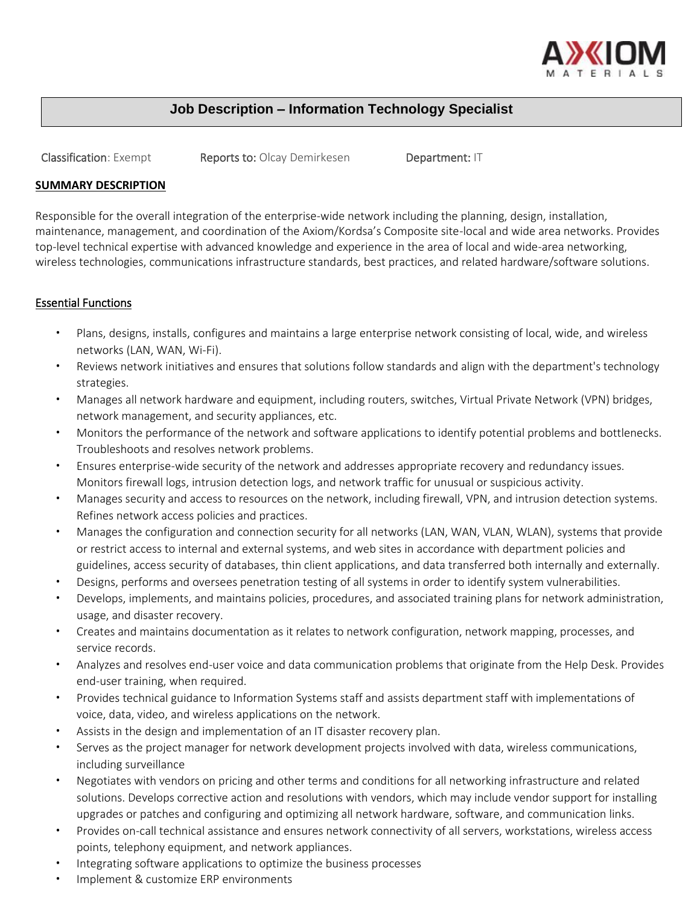# Job Description – Information Technology Specialist

**Classification**: Exempt **Reports to:** Olcay Demirkesen **Department:** IT

## SUMMARY DESCRIPTION

Responsible for the overall integration of the enterprise-wide network including the planning, design, installation, maintenance, management, and coordination of the Axiom/Kordsa's Composite site-local and wide area networks. Provides top-level technical expertise with advanced knowledge and experience in the area of local and wide-area networking, wireless technologies, communications infrastructure standards, best practices, and related hardware/software solutions.

## Essential Functions

- Plans, designs, installs, configures and maintains a large enterprise network consisting of local, wide, and wireless networks (LAN, WAN, Wi-Fi).
- Reviews network initiatives and ensures that solutions follow standards and align with the department's technology strategies.
- Manages all network hardware and equipment, including routers, switches, Virtual Private Network (VPN) bridges, network management, and security appliances, etc.
- Monitors the performance of the network and software applications to identify potential problems and bottlenecks. Troubleshoots and resolves network problems.
- Ensures enterprise-wide security of the network and addresses appropriate recovery and redundancy issues. Monitors firewall logs, intrusion detection logs, and network traffic for unusual or suspicious activity.
- Manages security and access to resources on the network, including firewall, VPN, and intrusion detection systems. Refines network access policies and practices.
- Manages the configuration and connection security for all networks (LAN, WAN, VLAN, WLAN), systems that provide or restrict access to internal and external systems, and web sites in accordance with department policies and guidelines, access security of databases, thin client applications, and data transferred both internally and externally.
- Designs, performs and oversees penetration testing of all systems in order to identify system vulnerabilities.
- Develops, implements, and maintains policies, procedures, and associated training plans for network administration, usage, and disaster recovery.
- Creates and maintains documentation as it relates to network configuration, network mapping, processes, and service records.
- Analyzes and resolves end-user voice and data communication problems that originate from the Help Desk. Provides end-user training, when required.
- Provides technical guidance to Information Systems staff and assists department staff with implementations of voice, data, video, and wireless applications on the network.
- Assists in the design and implementation of an IT disaster recovery plan.
- Serves as the project manager for network development projects involved with data, wireless communications, including surveillance
- Negotiates with vendors on pricing and other terms and conditions for all networking infrastructure and related solutions. Develops corrective action and resolutions with vendors, which may include vendor support for installing upgrades or patches and configuring and optimizing all network hardware, software, and communication links.
- Provides on-call technical assistance and ensures network connectivity of all servers, workstations, wireless access points, telephony equipment, and network appliances.
- Integrating software applications to optimize the business processes
- Implement & customize ERP environments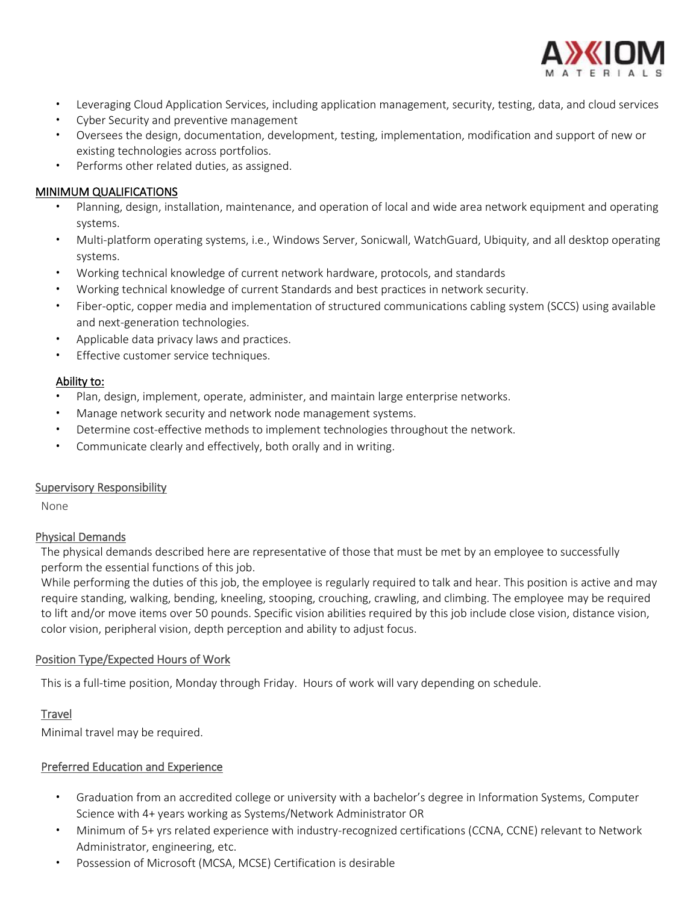- Leveraging Cloud Application Services, including application management, security, testing, data, and cloud services
- Cyber Security and preventive management
- Oversees the design, documentation, development, testing, implementation, modification and support of new or existing technologies across portfolios.
- Performs other related duties, as assigned.

## MINIMUM QUALIFICATIONS

- Planning, design, installation, maintenance, and operation of local and wide area network equipment and operating systems.
- Multi-platform operating systems, i.e., Windows Server, Sonicwall, WatchGuard, Ubiquity, and all desktop operating systems.
- Working technical knowledge of current network hardware, protocols, and standards
- Working technical knowledge of current Standards and best practices in network security.
- Fiber-optic, copper media and implementation of structured communications cabling system (SCCS) using available and next-generation technologies.
- Applicable data privacy laws and practices.
- Effective customer service techniques.

### Ability to:

- Plan, design, implement, operate, administer, and maintain large enterprise networks.
- Manage network security and network node management systems.
- Determine cost-effective methods to implement technologies throughout the network.
- Communicate clearly and effectively, both orally and in writing.

## Supervisory Responsibility

None

## Physical Demands

The physical demands described here are representative of those that must be met by an employee to successfully perform the essential functions of this job.

While performing the duties of this job, the employee is regularly required to talk and hear. This position is active and may require standing, walking, bending, kneeling, stooping, crouching, crawling, and climbing. The employee may be required to lift and/or move items over 50 pounds. Specific vision abilities required by this job include close vision, distance vision, color vision, peripheral vision, depth perception and ability to adjust focus.

## Position Type/Expected Hours of Work

This is a full-time position, Monday through Friday. Hours of work will vary depending on schedule.

## Travel

Minimal travel may be required.

## Preferred Education and Experience

- Graduation from an accredited college or university with a bachelor's degree in Information Systems, Computer Science with 4+ years working as Systems/Network Administrator OR
- Minimum of 5+ yrs related experience with industry-recognized certifications (CCNA, CCNE) relevant to Network Administrator, engineering, etc.
- Possession of Microsoft (MCSA, MCSE) Certification is desirable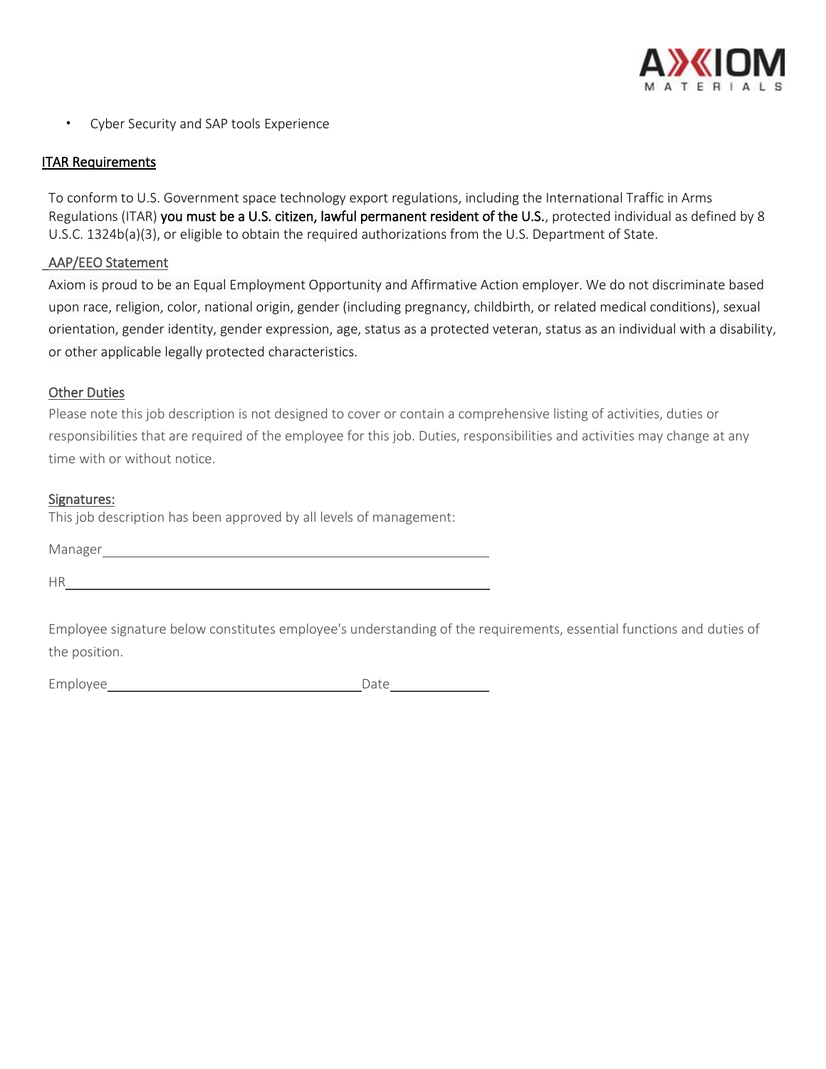- Cyber Security and SAP tools Experience

## ITAR Requirements

To conform to U.S. Government space technology export regulations, including the International Traffic in Arms Regulations (ITAR) **you must be a U.S. citizen, lawful permanent resident of the U.S.**, protected individual as defined by 8 U.S.C. 1324b(a)(3), or eligible to obtain the required authorizations from the U.S. Department of State.

## AAP/EEO Statement

Axiom is proud to be an Equal Employment Opportunity and Affirmative Action employer. We do not discriminate based upon race, religion, color, national origin, gender (including pregnancy, childbirth, or related medical conditions), sexual orientation, gender identity, gender expression, age, status as a protected veteran, status as an individual with a disability, or other applicable legally protected characteristics.

## Other Duties

Please note this job description is not designed to cover or contain a comprehensive listing of activities, duties or responsibilities that are required of the employee for this job. Duties, responsibilities and activities may change at any time with or without notice.

## Signatures:

This job description has been approved by all levels of management:

Manager______________________________________________

HR__________________________________________________

Employee signature below constitutes employee's understanding of the requirements, essential functions and duties of the position.

Employee_______________________________ Date_____________